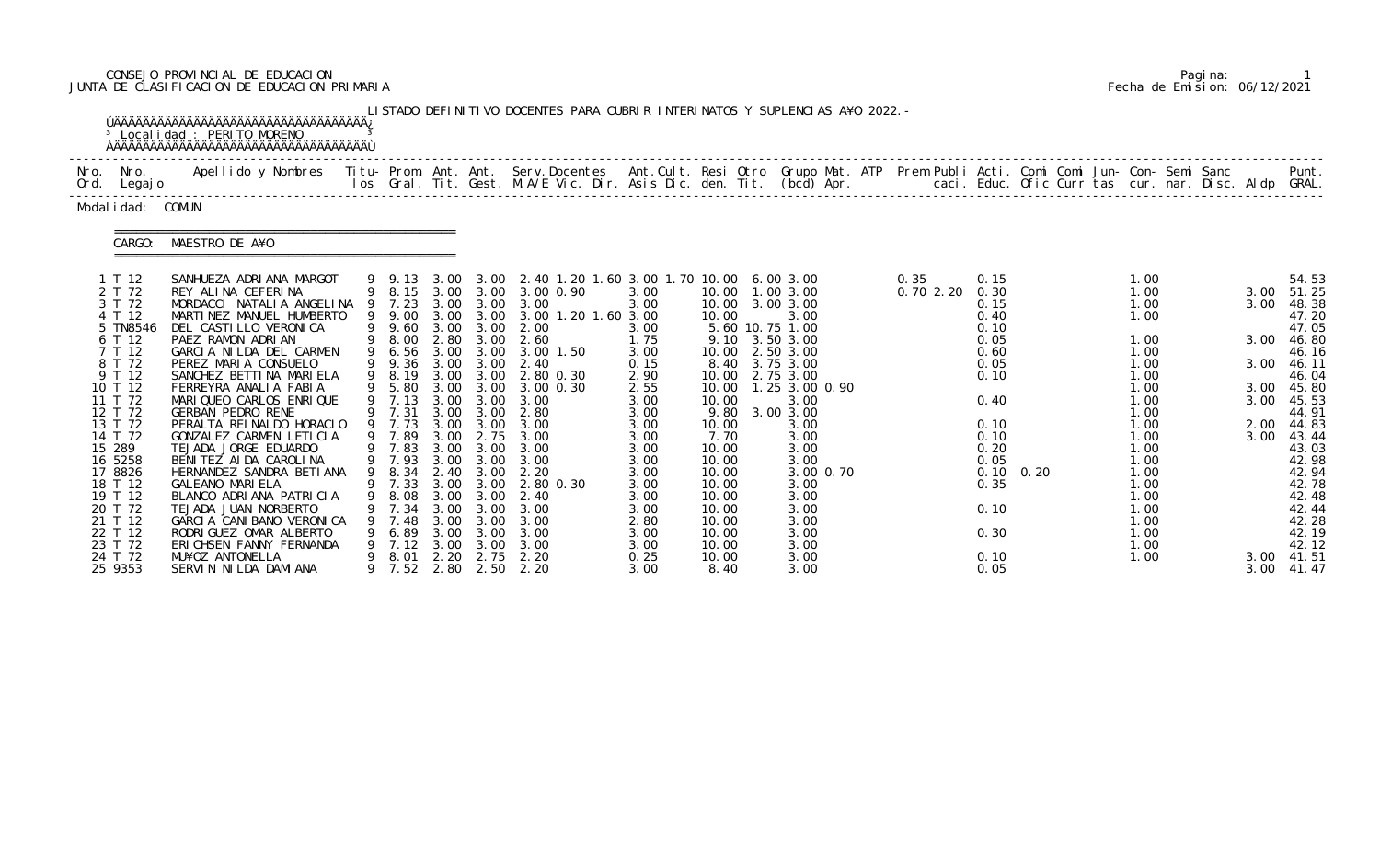CONSEJO PROVINCIAL DE EDUCACION
JUNTA DE CLASIFICACION DE EDUCACION PRIMARIA

Pagina: 1
Fecha de Emision: 06/12/2021

LISTADO DEFINITIVO DOCENTES PARA CUBRIR INTERINATOS Y SUPLENCIAS A¥O 2022.-

Localidad : PERITO MORENO

Modalidad: COMUN

CARGO: MAESTRO DE A¥O

| Nro. Ord. | Nro. Legajo | Apellido y Nombres | Titulos | Prom. Gral. | Ant. Tit. | Ant. Gest. | Serv.Docentes M.A/E Vic. Dir. | Ant.Cult. Asis Dic. | Resi den. | Otro Tit. | Grupo Mat. (bcd) | ATP Apr. | Prem Publi caci. | Acti. Educ. | Comi Ofic | Comi Curr | Jun- tas | Con- cur. | Semi nar. | Sanc Disc. | Aldp | Punt. GRAL. |
|---|---|---|---|---|---|---|---|---|---|---|---|---|---|---|---|---|---|---|---|---|---|---|
| 1 | T 12 | SANHUEZA ADRIANA MARGOT | 9 | 9.13 | 3.00 | 3.00 | 2.40 1.20 1.60 3.00 | 1.70 | 10.00 | 6.00 | 3.00 | | 0.35 | 0.15 | | | | 1.00 | | | | 54.53 |
| 2 | T 72 | REY ALINA CEFERINA | 9 | 8.15 | 3.00 | 3.00 | 3.00 0.90 | 3.00 | 10.00 | 1.00 | 3.00 | | 0.70 2.20 | 0.30 | | | | 1.00 | | | 3.00 | 51.25 |
| 3 | T 72 | MORDACCI NATALIA ANGELINA | 9 | 7.23 | 3.00 | 3.00 | 3.00 | 3.00 | 10.00 | 3.00 | 3.00 | | | 0.15 | | | | 1.00 | | | 3.00 | 48.38 |
| 4 | T 12 | MARTINEZ MANUEL HUMBERTO | 9 | 9.00 | 3.00 | 3.00 | 3.00 1.20 1.60 | 3.00 | 10.00 | | 3.00 | | | 0.40 | | | | 1.00 | | | | 47.20 |
| 5 | TN8546 | DEL CASTILLO VERONICA | 9 | 9.60 | 3.00 | 3.00 | 2.00 | 3.00 | 5.60 | 10.75 | 1.00 | | | 0.10 | | | | | | | | 47.05 |
| 6 | T 12 | PAEZ RAMON ADRIAN | 9 | 8.00 | 2.80 | 3.00 | 2.60 | 1.75 | 9.10 | 3.50 | 3.00 | | | 0.05 | | | | 1.00 | | | 3.00 | 46.80 |
| 7 | T 12 | GARCIA NILDA DEL CARMEN | 9 | 6.56 | 3.00 | 3.00 | 3.00 1.50 | 3.00 | 10.00 | 2.50 | 3.00 | | | 0.60 | | | | 1.00 | | | | 46.16 |
| 8 | T 72 | PEREZ MARIA CONSUELO | 9 | 9.36 | 3.00 | 3.00 | 2.40 | 0.15 | 8.40 | 3.75 | 3.00 | | | 0.05 | | | | 1.00 | | | 3.00 | 46.11 |
| 9 | T 12 | SANCHEZ BETTINA MARIELA | 9 | 8.19 | 3.00 | 3.00 | 2.80 0.30 | 2.90 | 10.00 | 2.75 | 3.00 | | | 0.10 | | | | 1.00 | | | | 46.04 |
| 10 | T 12 | FERREYRA ANALIA FABIA | 9 | 5.80 | 3.00 | 3.00 | 3.00 0.30 | 2.55 | 10.00 | 1.25 | 3.00 0.90 | | | | | | | 1.00 | | | 3.00 | 45.80 |
| 11 | T 72 | MARIQUEO CARLOS ENRIQUE | 9 | 7.13 | 3.00 | 3.00 | 3.00 | 3.00 | 10.00 | | 3.00 | | | 0.40 | | | | 1.00 | | | 3.00 | 45.53 |
| 12 | T 72 | GERBAN PEDRO RENE | 9 | 7.31 | 3.00 | 3.00 | 2.80 | 3.00 | 9.80 | 3.00 | 3.00 | | | | | | | 1.00 | | | | 44.91 |
| 13 | T 72 | PERALTA REINALDO HORACIO | 9 | 7.73 | 3.00 | 3.00 | 3.00 | 3.00 | 10.00 | | 3.00 | | | 0.10 | | | | 1.00 | | | 2.00 | 44.83 |
| 14 | T 72 | GONZALEZ CARMEN LETICIA | 9 | 7.89 | 3.00 | 2.75 | 3.00 | 3.00 | 7.70 | | 3.00 | | | 0.10 | | | | 1.00 | | | 3.00 | 43.44 |
| 15 | 289 | TEJADA JORGE EDUARDO | 9 | 7.83 | 3.00 | 3.00 | 3.00 | 3.00 | 10.00 | | 3.00 | | | 0.20 | | | | 1.00 | | | | 43.03 |
| 16 | 5258 | BENITEZ AIDA CAROLINA | 9 | 7.93 | 3.00 | 3.00 | 3.00 | 3.00 | 10.00 | | 3.00 | | | 0.05 | | | | 1.00 | | | | 42.98 |
| 17 | 8826 | HERNANDEZ SANDRA BETIANA | 9 | 8.34 | 2.40 | 3.00 | 2.20 | 3.00 | 10.00 | | 3.00 0.70 | | | 0.10 | 0.20 | | | 1.00 | | | | 42.94 |
| 18 | T 12 | GALEANO MARIELA | 9 | 7.33 | 3.00 | 3.00 | 2.80 0.30 | 3.00 | 10.00 | | 3.00 | | | 0.35 | | | | 1.00 | | | | 42.78 |
| 19 | T 12 | BLANCO ADRIANA PATRICIA | 9 | 8.08 | 3.00 | 3.00 | 2.40 | 3.00 | 10.00 | | 3.00 | | | | | | | 1.00 | | | | 42.48 |
| 20 | T 72 | TEJADA JUAN NORBERTO | 9 | 7.34 | 3.00 | 3.00 | 3.00 | 3.00 | 10.00 | | 3.00 | | | 0.10 | | | | 1.00 | | | | 42.44 |
| 21 | T 12 | GARCIA CANIBANO VERONICA | 9 | 7.48 | 3.00 | 3.00 | 3.00 | 2.80 | 10.00 | | 3.00 | | | | | | | 1.00 | | | | 42.28 |
| 22 | T 12 | RODRIGUEZ OMAR ALBERTO | 9 | 6.89 | 3.00 | 3.00 | 3.00 | 3.00 | 10.00 | | 3.00 | | | 0.30 | | | | 1.00 | | | | 42.19 |
| 23 | T 72 | ERICHSEN FANNY FERNANDA | 9 | 7.12 | 3.00 | 3.00 | 3.00 | 3.00 | 10.00 | | 3.00 | | | | | | | 1.00 | | | | 42.12 |
| 24 | T 72 | MU¥OZ ANTONELLA | 9 | 8.01 | 2.20 | 2.75 | 2.20 | 0.25 | 10.00 | | 3.00 | | | 0.10 | | | | 1.00 | | | 3.00 | 41.51 |
| 25 | 9353 | SERVIN NILDA DAMIANA | 9 | 7.52 | 2.80 | 2.50 | 2.20 | 3.00 | 8.40 | | 3.00 | | | 0.05 | | | | | | | 3.00 | 41.47 |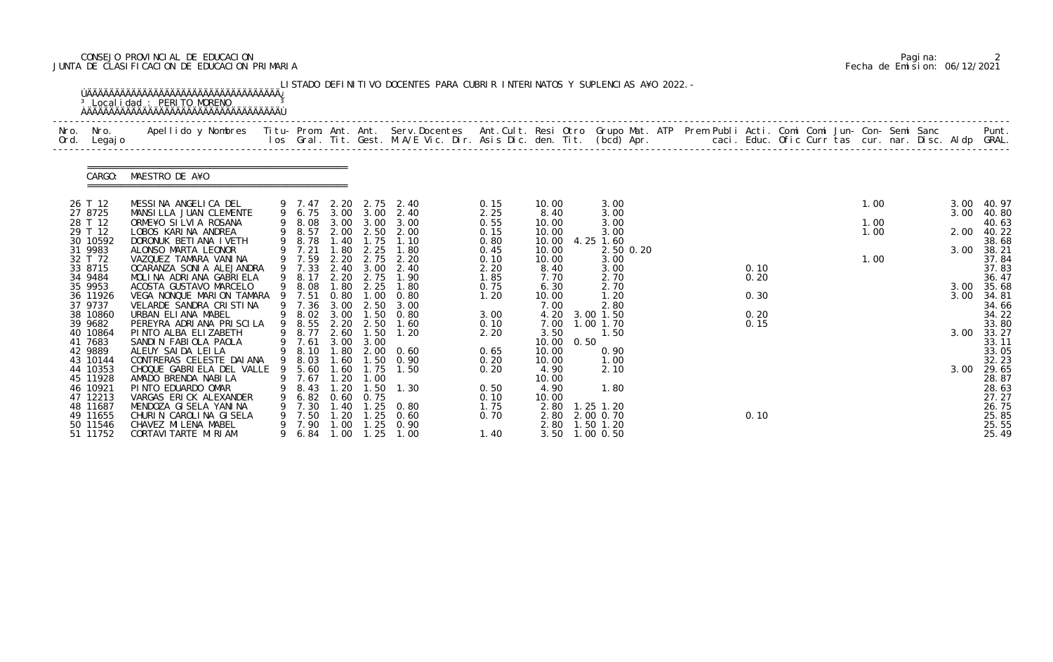CONSEJO PROVINCIAL DE EDUCACION
JUNTA DE CLASIFICACION DE EDUCACION PRIMARIA

Pagina: 2
Fecha de Emision: 06/12/2021

LISTADO DEFINITIVO DOCENTES PARA CUBRIR INTERINATOS Y SUPLENCIAS A¥O 2022.-

Localidad : PERITO MORENO

CARGO: MAESTRO DE A¥O

| Nro. Ord. | Nro. Legajo | Apellido y Nombres | Titu-los | Prom. Gral. | Ant. Tit. | Ant. Gest. | Serv.Docentes M.A/E Vic. Dir. | Ant.Cult. Asis Dic. | Resi den. | Otro Tit. | Grupo (bcd) | Mat. | ATP Apr. | Prem Publi caci. | Acti. Educ. | Comi Ofic | Comi Curr | Jun- tas | Con- cur. | Semi nar. | Sanc Disc. | Aldp | Punt. GRAL. |
|---|---|---|---|---|---|---|---|---|---|---|---|---|---|---|---|---|---|---|---|---|---|---|---|
| 26 | T 12 | MESSINA ANGELICA DEL | 9 | 7.47 | 2.20 | 2.75 | 2.40 | 0.15 | 10.00 | | 3.00 | | | | | | | | 1.00 | | | 3.00 | 40.97 |
| 27 | 8725 | MANSILLA JUAN CLEMENTE | 9 | 6.75 | 3.00 | 3.00 | 2.40 | 2.25 | 8.40 | | 3.00 | | | | | | | | | | | 3.00 | 40.80 |
| 28 | T 12 | ORME¥O SILVIA ROSANA | 9 | 8.08 | 3.00 | 3.00 | 3.00 | 0.55 | 10.00 | | 3.00 | | | | | | | | 1.00 | | | | 40.63 |
| 29 | T 12 | LOBOS KARINA ANDREA | 9 | 8.57 | 2.00 | 2.50 | 2.00 | 0.15 | 10.00 | | 3.00 | | | | | | | | 1.00 | | | 2.00 | 40.22 |
| 30 | 10592 | DORONUK BETIANA IVETH | 9 | 8.78 | 1.40 | 1.75 | 1.10 | 0.80 | 10.00 | 4.25 | 1.60 | | | | | | | | | | | | 38.68 |
| 31 | 9983 | ALONSO MARTA LEONOR | 9 | 7.21 | 1.80 | 2.25 | 1.80 | 0.45 | 10.00 | | 2.50 | 0.20 | | | | | | | | | | 3.00 | 38.21 |
| 32 | T 72 | VAZQUEZ TAMARA VANINA | 9 | 7.59 | 2.20 | 2.75 | 2.20 | 0.10 | 10.00 | | 3.00 | | | | | | | | 1.00 | | | | 37.84 |
| 33 | 8715 | OCARANZA SONIA ALEJANDRA | 9 | 7.33 | 2.40 | 3.00 | 2.40 | 2.20 | 8.40 | | 3.00 | | | | 0.10 | | | | | | | | 37.83 |
| 34 | 9484 | MOLINA ADRIANA GABRIELA | 9 | 8.17 | 2.20 | 2.75 | 1.90 | 1.85 | 7.70 | | 2.70 | | | | 0.20 | | | | | | | | 36.47 |
| 35 | 9953 | ACOSTA GUSTAVO MARCELO | 9 | 8.08 | 1.80 | 2.25 | 1.80 | 0.75 | 6.30 | | 2.70 | | | | | | | | | | | 3.00 | 35.68 |
| 36 | 11926 | VEGA NONQUE MARION TAMARA | 9 | 7.51 | 0.80 | 1.00 | 0.80 | 1.20 | 10.00 | | 1.20 | | | | 0.30 | | | | | | | 3.00 | 34.81 |
| 37 | 9737 | VELARDE SANDRA CRISTINA | 9 | 7.36 | 3.00 | 2.50 | 3.00 | | 7.00 | | 2.80 | | | | | | | | | | | | 34.66 |
| 38 | 10860 | URBAN ELIANA MABEL | 9 | 8.02 | 3.00 | 1.50 | 0.80 | 3.00 | 4.20 | 3.00 | 1.50 | | | | 0.20 | | | | | | | | 34.22 |
| 39 | 9682 | PEREYRA ADRIANA PRISCILA | 9 | 8.55 | 2.20 | 2.50 | 1.60 | 0.10 | 7.00 | 1.00 | 1.70 | | | | 0.15 | | | | | | | | 33.80 |
| 40 | 10864 | PINTO ALBA ELIZABETH | 9 | 8.77 | 2.60 | 1.50 | 1.20 | 2.20 | 3.50 | | 1.50 | | | | | | | | | | | 3.00 | 33.27 |
| 41 | 7683 | SANDIN FABIOLA PAOLA | 9 | 7.61 | 3.00 | 3.00 | | | 10.00 | 0.50 | | | | | | | | | | | | | 33.11 |
| 42 | 9889 | ALEUY SAIDA LEILA | 9 | 8.10 | 1.80 | 2.00 | 0.60 | 0.65 | 10.00 | | 0.90 | | | | | | | | | | | | 33.05 |
| 43 | 10144 | CONTRERAS CELESTE DAIANA | 9 | 8.03 | 1.60 | 1.50 | 0.90 | 0.20 | 10.00 | | 1.00 | | | | | | | | | | | | 32.23 |
| 44 | 10353 | CHOQUE GABRIELA DEL VALLE | 9 | 5.60 | 1.60 | 1.75 | 1.50 | 0.20 | 4.90 | | 2.10 | | | | | | | | | | | 3.00 | 29.65 |
| 45 | 11928 | AMADO BRENDA NABILA | 9 | 7.67 | 1.20 | 1.00 | | | 10.00 | | | | | | | | | | | | | | 28.87 |
| 46 | 10921 | PINTO EDUARDO OMAR | 9 | 8.43 | 1.20 | 1.50 | 1.30 | 0.50 | 4.90 | | 1.80 | | | | | | | | | | | | 28.63 |
| 47 | 12213 | VARGAS ERICK ALEXANDER | 9 | 6.82 | 0.60 | 0.75 | | 0.10 | 10.00 | | | | | | | | | | | | | | 27.27 |
| 48 | 11687 | MENDOZA GISELA YANINA | 9 | 7.30 | 1.40 | 1.25 | 0.80 | 1.75 | 2.80 | 1.25 | 1.20 | | | | | | | | | | | | 26.75 |
| 49 | 11655 | CHURIN CAROLINA GISELA | 9 | 7.50 | 1.20 | 1.25 | 0.60 | 0.70 | 2.80 | 2.00 | 0.70 | | | | 0.10 | | | | | | | | 25.85 |
| 50 | 11546 | CHAVEZ MILENA MABEL | 9 | 7.90 | 1.00 | 1.25 | 0.90 | | 2.80 | 1.50 | 1.20 | | | | | | | | | | | | 25.55 |
| 51 | 11752 | CORTAVITARTE MIRIAM | 9 | 6.84 | 1.00 | 1.25 | 1.00 | 1.40 | 3.50 | 1.00 | 0.50 | | | | | | | | | | | | 25.49 |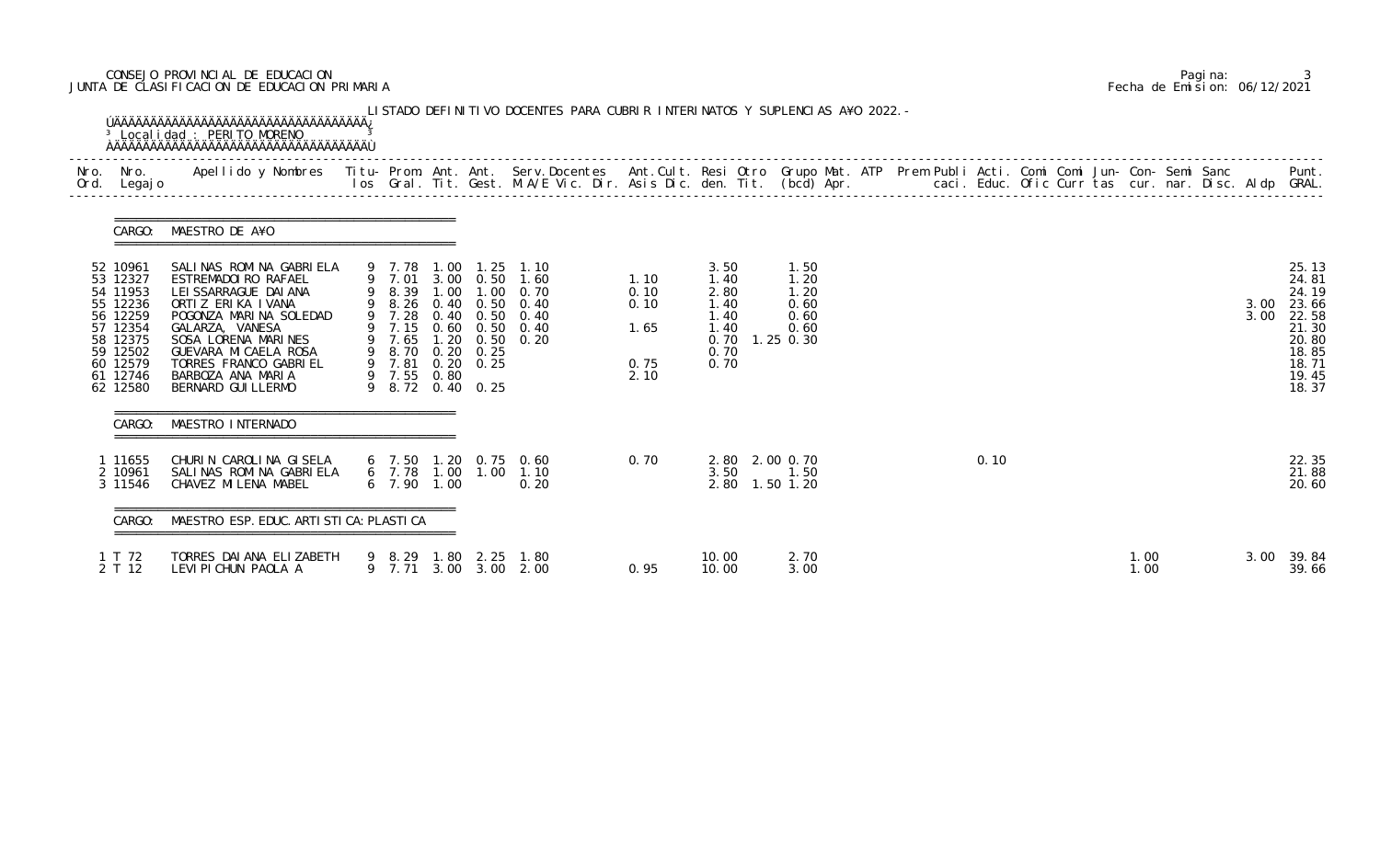CONSEJO PROVINCIAL DE EDUCACION
JUNTA DE CLASIFICACION DE EDUCACION PRIMARIA

Pagina: 3
Fecha de Emision: 06/12/2021

LISTADO DEFINITIVO DOCENTES PARA CUBRIR INTERINATOS Y SUPLENCIAS A¥O 2022.-

Localidad : PERITO MORENO

| Nro. Ord. | Nro. Legajo | Apellido y Nombres | Titu- los | Prom. Gral. | Ant. Tit. | Ant. Gest. | Serv.Docentes M.A/E Vic. Dir. | Ant.Cult. Asis Dic. | Resi den. | Otro Tit. | Grupo Mat. (bcd) Apr. | ATP | Prem Publi caci. | Acti. Educ. | Comi Ofic | Comi Curr | Jun- tas | Con- cur. | Semi nar. | Sanc Disc. | Aldp | Punt. GRAL. |
|---|---|---|---|---|---|---|---|---|---|---|---|---|---|---|---|---|---|---|---|---|---|---|
| **CARGO: MAESTRO DE A¥O** | | | | | | | | | | | | | | | | | | | | | | |
| 52 | 10961 | SALINAS ROMINA GABRIELA | 9 | 7.78 | 1.00 | 1.25 | 1.10 | | 3.50 | | 1.50 | | | | | | | | | | | 25.13 |
| 53 | 12327 | ESTREMADOIRO RAFAEL | 9 | 7.01 | 3.00 | 0.50 | 1.60 | 1.10 | 1.40 | | 1.20 | | | | | | | | | | | 24.81 |
| 54 | 11953 | LEISSARRAGUE DAIANA | 9 | 8.39 | 1.00 | 1.00 | 0.70 | 0.10 | 2.80 | | 1.20 | | | | | | | | | | | 24.19 |
| 55 | 12236 | ORTIZ ERIKA IVANA | 9 | 8.26 | 0.40 | 0.50 | 0.40 | 0.10 | 1.40 | | 0.60 | | | | | | | | | | 3.00 | 23.66 |
| 56 | 12259 | POGONZA MARINA SOLEDAD | 9 | 7.28 | 0.40 | 0.50 | 0.40 | | 1.40 | | 0.60 | | | | | | | | | | 3.00 | 22.58 |
| 57 | 12354 | GALARZA, VANESA | 9 | 7.15 | 0.60 | 0.50 | 0.40 | 1.65 | 1.40 | | 0.60 | | | | | | | | | | | 21.30 |
| 58 | 12375 | SOSA LORENA MARINES | 9 | 7.65 | 1.20 | 0.50 | 0.20 | | 0.70 | 1.25 | 0.30 | | | | | | | | | | | 20.80 |
| 59 | 12502 | GUEVARA MICAELA ROSA | 9 | 8.70 | 0.20 | 0.25 | | | 0.70 | | | | | | | | | | | | | 18.85 |
| 60 | 12579 | TORRES FRANCO GABRIEL | 9 | 7.81 | 0.20 | 0.25 | | 0.75 | 0.70 | | | | | | | | | | | | | 18.71 |
| 61 | 12746 | BARBOZA ANA MARIA | 9 | 7.55 | 0.80 | | | 2.10 | | | | | | | | | | | | | | 19.45 |
| 62 | 12580 | BERNARD GUILLERMO | 9 | 8.72 | 0.40 | 0.25 | | | | | | | | | | | | | | | | 18.37 |
| **CARGO: MAESTRO INTERNADO** | | | | | | | | | | | | | | | | | | | | | | |
| 1 | 11655 | CHURIN CAROLINA GISELA | 6 | 7.50 | 1.20 | 0.75 | 0.60 | 0.70 | 2.80 | 2.00 | 0.70 | | | 0.10 | | | | | | | | 22.35 |
| 2 | 10961 | SALINAS ROMINA GABRIELA | 6 | 7.78 | 1.00 | 1.00 | 1.10 | | 3.50 | | 1.50 | | | | | | | | | | | 21.88 |
| 3 | 11546 | CHAVEZ MILENA MABEL | 6 | 7.90 | 1.00 | | 0.20 | | 2.80 | 1.50 | 1.20 | | | | | | | | | | | 20.60 |
| **CARGO: MAESTRO ESP. EDUC. ARTISTICA: PLASTICA** | | | | | | | | | | | | | | | | | | | | | | |
| 1 | T 72 | TORRES DAIANA ELIZABETH | 9 | 8.29 | 1.80 | 2.25 | 1.80 | | 10.00 | | 2.70 | | | | | | | 1.00 | | | 3.00 | 39.84 |
| 2 | T 12 | LEVIPICHUN PAOLA A | 9 | 7.71 | 3.00 | 3.00 | 2.00 | 0.95 | 10.00 | | 3.00 | | | | | | | 1.00 | | | | 39.66 |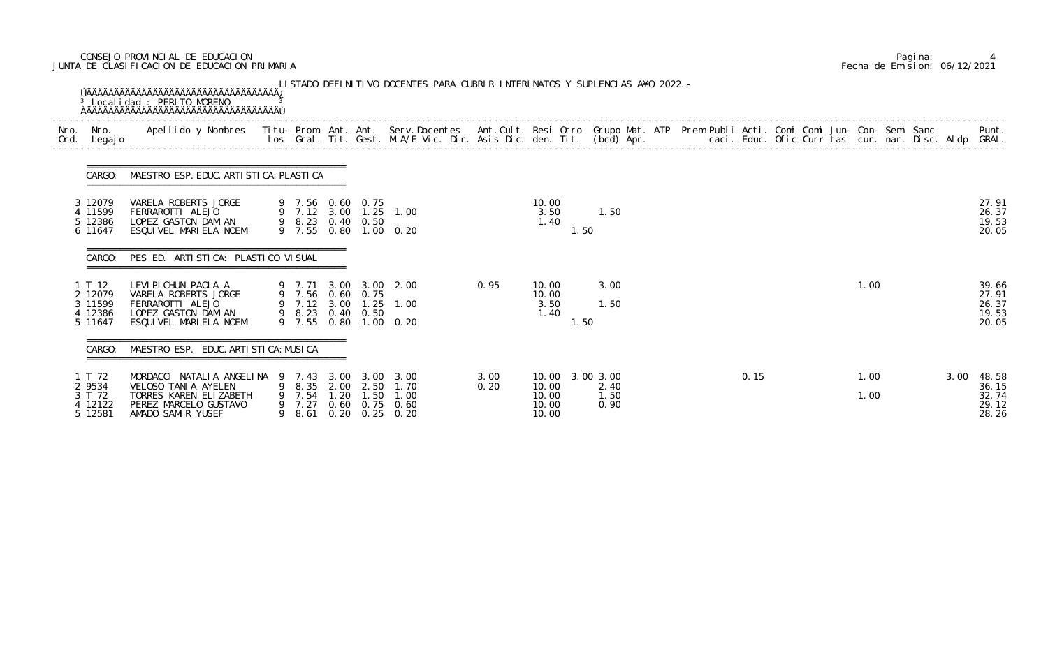CONSEJO PROVINCIAL DE EDUCACION
JUNTA DE CLASIFICACION DE EDUCACION PRIMARIA

Fecha de Emision: 06/12/2021

LISTADO DEFINITIVO DOCENTES PARA CUBRIR INTERINATOS Y SUPLENCIAS A¥O 2022.-

Localidad : PERITO MORENO

| Nro. Ord. | Nro. Legajo | Apellido y Nombres | Titu- los | Prom. Gral. | Ant. Tit. | Ant. Gest. | Serv.Docentes M.A/E Vic. Dir. | Ant.Cult. Asis Dic. | Resi den. | Otro Tit. | Grupo Mat. (bcd) | ATP Apr. | Prem | Publi caci. | Acti. Educ. | Comi Ofic | Comi Curr | Jun- tas | Con- cur. | Semi nar. | Sanc Disc. | Aldp | Punt. GRAL. |
|---|---|---|---|---|---|---|---|---|---|---|---|---|---|---|---|---|---|---|---|---|---|---|---|
| **CARGO: MAESTRO ESP. EDUC. ARTISTICA: PLASTICA** | | | | | | | | | | | | | | | | | | | | | | | |
| 3 | 12079 | VARELA ROBERTS JORGE | 9 | 7.56 | 0.60 | 0.75 | | | 10.00 | | | | | | | | | | | | | | 27.91 |
| 4 | 11599 | FERRAROTTI ALEJO | 9 | 7.12 | 3.00 | 1.25 | 1.00 | | 3.50 | | 1.50 | | | | | | | | | | | | 26.37 |
| 5 | 12386 | LOPEZ GASTON DAMIAN | 9 | 8.23 | 0.40 | 0.50 | | | 1.40 | | | | | | | | | | | | | | 19.53 |
| 6 | 11647 | ESQUIVEL MARIELA NOEMI | 9 | 7.55 | 0.80 | 1.00 | 0.20 | | | 1.50 | | | | | | | | | | | | | 20.05 |
| **CARGO: PES ED. ARTISTICA: PLASTICO VISUAL** | | | | | | | | | | | | | | | | | | | | | | | |
| 1 | T 12 | LEVIPICHUN PAOLA A | 9 | 7.71 | 3.00 | 3.00 | 2.00 | 0.95 | 10.00 | | 3.00 | | | | | | | | 1.00 | | | | 39.66 |
| 2 | 12079 | VARELA ROBERTS JORGE | 9 | 7.56 | 0.60 | 0.75 | | | 10.00 | | | | | | | | | | | | | | 27.91 |
| 3 | 11599 | FERRAROTTI ALEJO | 9 | 7.12 | 3.00 | 1.25 | 1.00 | | 3.50 | | 1.50 | | | | | | | | | | | | 26.37 |
| 4 | 12386 | LOPEZ GASTON DAMIAN | 9 | 8.23 | 0.40 | 0.50 | | | 1.40 | | | | | | | | | | | | | | 19.53 |
| 5 | 11647 | ESQUIVEL MARIELA NOEMI | 9 | 7.55 | 0.80 | 1.00 | 0.20 | | | 1.50 | | | | | | | | | | | | | 20.05 |
| **CARGO: MAESTRO ESP. EDUC. ARTISTICA: MUSICA** | | | | | | | | | | | | | | | | | | | | | | | |
| 1 | T 72 | MORDACCI NATALIA ANGELINA | 9 | 7.43 | 3.00 | 3.00 | 3.00 | 3.00 | 10.00 | 3.00 | 3.00 | | | | 0.15 | | | | 1.00 | | | 3.00 | 48.58 |
| 2 | 9534 | VELOSO TANIA AYELEN | 9 | 8.35 | 2.00 | 2.50 | 1.70 | 0.20 | 10.00 | | 2.40 | | | | | | | | | | | | 36.15 |
| 3 | T 72 | TORRES KAREN ELIZABETH | 9 | 7.54 | 1.20 | 1.50 | 1.00 | | 10.00 | | 1.50 | | | | | | | | 1.00 | | | | 32.74 |
| 4 | 12122 | PEREZ MARCELO GUSTAVO | 9 | 7.27 | 0.60 | 0.75 | 0.60 | | 10.00 | | 0.90 | | | | | | | | | | | | 29.12 |
| 5 | 12581 | AMADO SAMIR YUSEF | 9 | 8.61 | 0.20 | 0.25 | 0.20 | | 10.00 | | | | | | | | | | | | | | 28.26 |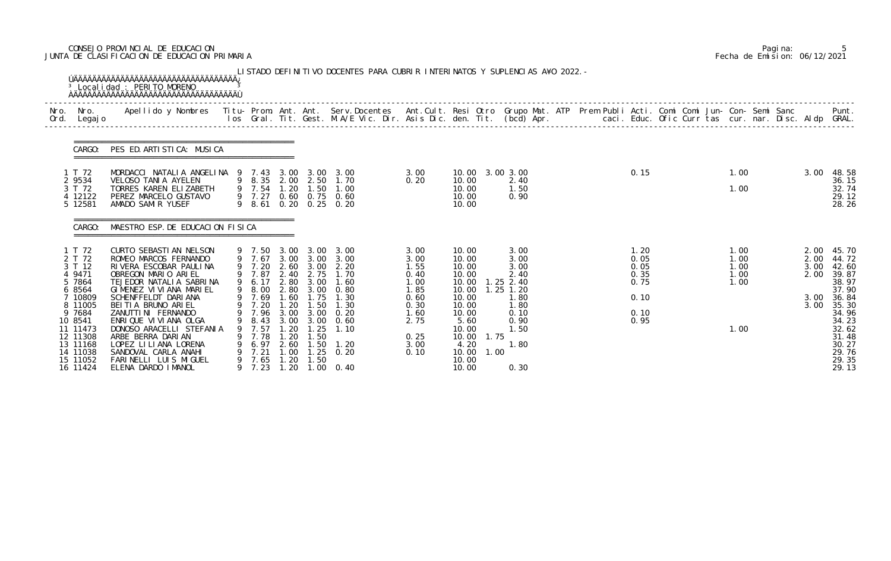CONSEJO PROVINCIAL DE EDUCACION
JUNTA DE CLASIFICACION DE EDUCACION PRIMARIA

Pagina: 5
Fecha de Emision: 06/12/2021

LISTADO DEFINITIVO DOCENTES PARA CUBRIR INTERINATOS Y SUPLENCIAS A¥O 2022.-

Localidad : PERITO MORENO

CARGO: PES ED. ARTISTICA: MUSICA

| Nro. Ord. | Nro. Legajo | Apellido y Nombres | Titu- los | Prom. Gral. | Ant. Tit. | Ant. Gest. | Serv. Docentes M.A/E Vic. Dir. | Ant. Cult. Asis Dic. | Resi den. | Otro Tit. | Grupo Mat. (bcd) | ATP Apr. | Prem Publi caci. | Acti. Educ. | Comi Ofic | Comi Curr | Jun- tas | Con- cur. | Semi nar. | Sanc Disc. | Aldp | Punt. GRAL. |
|---|---|---|---|---|---|---|---|---|---|---|---|---|---|---|---|---|---|---|---|---|---|---|
| 1 | T 72 | MORDACCI NATALIA ANGELINA | 9 | 7.43 | 3.00 | 3.00 | 3.00 | 3.00 | 10.00 | 3.00 | 3.00 | | | 0.15 | | | | 1.00 | | | 3.00 | 48.58 |
| 2 | 9534 | VELOSO TANIA AYELEN | 9 | 8.35 | 2.00 | 2.50 | 1.70 | 0.20 | 10.00 | | 2.40 | | | | | | | | | | | 36.15 |
| 3 | T 72 | TORRES KAREN ELIZABETH | 9 | 7.54 | 1.20 | 1.50 | 1.00 | | 10.00 | | 1.50 | | | | | | | 1.00 | | | | 32.74 |
| 4 | 12122 | PEREZ MARCELO GUSTAVO | 9 | 7.27 | 0.60 | 0.75 | 0.60 | | 10.00 | | 0.90 | | | | | | | | | | | 29.12 |
| 5 | 12581 | AMADO SAMIR YUSEF | 9 | 8.61 | 0.20 | 0.25 | 0.20 | | 10.00 | | | | | | | | | | | | | 28.26 |

CARGO: MAESTRO ESP. DE EDUCACION FISICA

| Nro. Ord. | Nro. Legajo | Apellido y Nombres | Titu- los | Prom. Gral. | Ant. Tit. | Ant. Gest. | Serv. Docentes M.A/E Vic. Dir. | Ant. Cult. Asis Dic. | Resi den. | Otro Tit. | Grupo Mat. (bcd) | ATP Apr. | Prem Publi caci. | Acti. Educ. | Comi Ofic | Comi Curr | Jun- tas | Con- cur. | Semi nar. | Sanc Disc. | Aldp | Punt. GRAL. |
|---|---|---|---|---|---|---|---|---|---|---|---|---|---|---|---|---|---|---|---|---|---|---|
| 1 | T 72 | CURTO SEBASTIAN NELSON | 9 | 7.50 | 3.00 | 3.00 | 3.00 | 3.00 | 10.00 | | 3.00 | | | 1.20 | | | | 1.00 | | | 2.00 | 45.70 |
| 2 | T 72 | ROMEO MARCOS FERNANDO | 9 | 7.67 | 3.00 | 3.00 | 3.00 | 3.00 | 10.00 | | 3.00 | | | 0.05 | | | | 1.00 | | | 2.00 | 44.72 |
| 3 | T 12 | RIVERA ESCOBAR PAULINA | 9 | 7.20 | 2.60 | 3.00 | 2.20 | 1.55 | 10.00 | | 3.00 | | | 0.05 | | | | 1.00 | | | 3.00 | 42.60 |
| 4 | 9471 | OBREGON MARIO ARIEL | 9 | 7.87 | 2.40 | 2.75 | 1.70 | 0.40 | 10.00 | | 2.40 | | | 0.35 | | | | 1.00 | | | 2.00 | 39.87 |
| 5 | 7864 | TEJEDOR NATALIA SABRINA | 9 | 6.17 | 2.80 | 3.00 | 1.60 | 1.00 | 10.00 | 1.25 | 2.40 | | | 0.75 | | | | 1.00 | | | | 38.97 |
| 6 | 8564 | GIMENEZ VIVIANA MARIEL | 9 | 8.00 | 2.80 | 3.00 | 0.80 | 1.85 | 10.00 | 1.25 | 1.20 | | | | | | | | | | | 37.90 |
| 7 | 10809 | SCHENFFELDT DARIANA | 9 | 7.69 | 1.60 | 1.75 | 1.30 | 0.60 | 10.00 | | 1.80 | | | 0.10 | | | | | | | 3.00 | 36.84 |
| 8 | 11005 | BEITIA BRUNO ARIEL | 9 | 7.20 | 1.20 | 1.50 | 1.30 | 0.30 | 10.00 | | 1.80 | | | | | | | | | | 3.00 | 35.30 |
| 9 | 7684 | ZANUTTINI FERNANDO | 9 | 7.96 | 3.00 | 3.00 | 0.20 | 1.60 | 10.00 | | 0.10 | | | 0.10 | | | | | | | | 34.96 |
| 10 | 8541 | ENRIQUE VIVIANA OLGA | 9 | 8.43 | 3.00 | 3.00 | 0.60 | 2.75 | 5.60 | | 0.90 | | | 0.95 | | | | | | | | 34.23 |
| 11 | 11473 | DONOSO ARACELLI STEFANIA | 9 | 7.57 | 1.20 | 1.25 | 1.10 | | 10.00 | | 1.50 | | | | | | | 1.00 | | | | 32.62 |
| 12 | 11308 | ARBE BERRA DARIAN | 9 | 7.78 | 1.20 | 1.50 | | 0.25 | 10.00 | 1.75 | | | | | | | | | | | | 31.48 |
| 13 | 11168 | LOPEZ LILIANA LORENA | 9 | 6.97 | 2.60 | 1.50 | 1.20 | 3.00 | 4.20 | | 1.80 | | | | | | | | | | | 30.27 |
| 14 | 11038 | SANDOVAL CARLA ANAHI | 9 | 7.21 | 1.00 | 1.25 | 0.20 | 0.10 | 10.00 | 1.00 | | | | | | | | | | | | 29.76 |
| 15 | 11052 | FARINELLI LUIS MIGUEL | 9 | 7.65 | 1.20 | 1.50 | | | 10.00 | | | | | | | | | | | | | 29.35 |
| 16 | 11424 | ELENA DARDO IMANOL | 9 | 7.23 | 1.20 | 1.00 | 0.40 | | 10.00 | | 0.30 | | | | | | | | | | | 29.13 |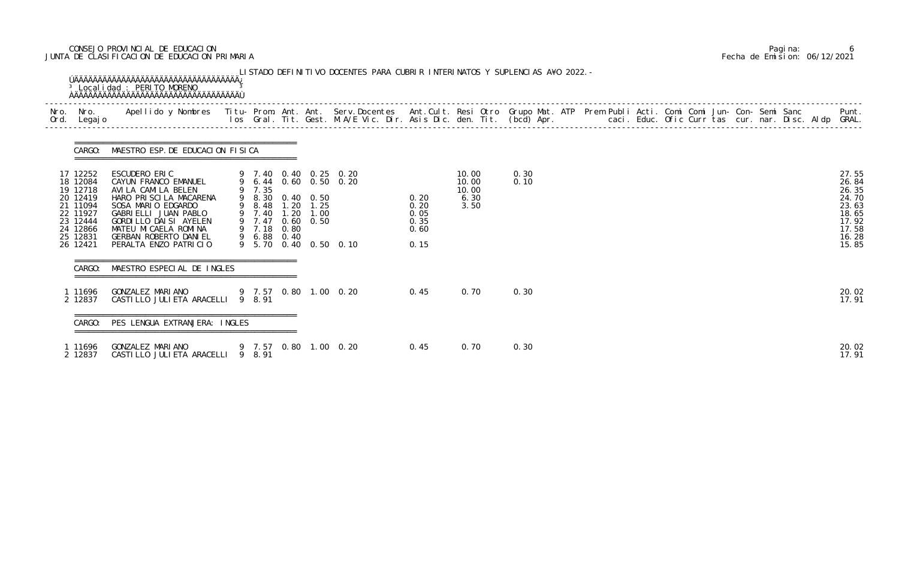CONSEJO PROVINCIAL DE EDUCACION
JUNTA DE CLASIFICACION DE EDUCACION PRIMARIA

Pagina: 6
Fecha de Emision: 06/12/2021

LISTADO DEFINITIVO DOCENTES PARA CUBRIR INTERINATOS Y SUPLENCIAS A¥O 2022.-

Localidad : PERITO MORENO

| Nro. Ord. | Nro. Legajo | Apellido y Nombres | Titu- los | Prom. Gral. | Ant. Tit. | Ant. Gest. | Serv. Docentes M.A/E Vic. Dir. | Ant. Cult. Asis Dic. | Resi den. | Otro Tit. | Grupo Mat. (bcd) | ATP Apr. | Prem Publi caci. | Acti. Educ. | Comi Ofic | Comi Curr | Jun- tas | Con- cur. | Semi nar. | Sanc Disc. | Aldp | Punt. GRAL. |
|---|---|---|---|---|---|---|---|---|---|---|---|---|---|---|---|---|---|---|---|---|---|---|
| **CARGO: MAESTRO ESP. DE EDUCACION FISICA** | | | | | | | | | | | | | | | | | | | | | | |
| 17 | 12252 | ESCUDERO ERIC | 9 | 7.40 | 0.40 | 0.25 | 0.20 | | 10.00 | 0.30 | | | | | | | | | | | | 27.55 |
| 18 | 12084 | CAYUN FRANCO EMANUEL | 9 | 6.44 | 0.60 | 0.50 | 0.20 | | 10.00 | 0.10 | | | | | | | | | | | | 26.84 |
| 19 | 12718 | AVILA CAMILA BELEN | 9 | 7.35 | | | | | 10.00 | | | | | | | | | | | | | 26.35 |
| 20 | 12419 | HARO PRISCILA MACARENA | 9 | 8.30 | 0.40 | 0.50 | | 0.20 | 6.30 | | | | | | | | | | | | | 24.70 |
| 21 | 11094 | SOSA MARIO EDGARDO | 9 | 8.48 | 1.20 | 1.25 | | 0.20 | 3.50 | | | | | | | | | | | | | 23.63 |
| 22 | 11927 | GABRIELLI JUAN PABLO | 9 | 7.40 | 1.20 | 1.00 | | 0.05 | | | | | | | | | | | | | | 18.65 |
| 23 | 12444 | GORDILLO DAISI AYELEN | 9 | 7.47 | 0.60 | 0.50 | | 0.35 | | | | | | | | | | | | | | 17.92 |
| 24 | 12866 | MATEU MICAELA ROMINA | 9 | 7.18 | 0.80 | | | 0.60 | | | | | | | | | | | | | | 17.58 |
| 25 | 12831 | GERBAN ROBERTO DANIEL | 9 | 6.88 | 0.40 | | | | | | | | | | | | | | | | | 16.28 |
| 26 | 12421 | PERALTA ENZO PATRICIO | 9 | 5.70 | 0.40 | 0.50 | 0.10 | 0.15 | | | | | | | | | | | | | | 15.85 |
| **CARGO: MAESTRO ESPECIAL DE INGLES** | | | | | | | | | | | | | | | | | | | | | | |
| 1 | 11696 | GONZALEZ MARIANO | 9 | 7.57 | 0.80 | 1.00 | 0.20 | 0.45 | 0.70 | 0.30 | | | | | | | | | | | | 20.02 |
| 2 | 12837 | CASTILLO JULIETA ARACELLI | 9 | 8.91 | | | | | | | | | | | | | | | | | | 17.91 |
| **CARGO: PES LENGUA EXTRANJERA: INGLES** | | | | | | | | | | | | | | | | | | | | | | |
| 1 | 11696 | GONZALEZ MARIANO | 9 | 7.57 | 0.80 | 1.00 | 0.20 | 0.45 | 0.70 | 0.30 | | | | | | | | | | | | 20.02 |
| 2 | 12837 | CASTILLO JULIETA ARACELLI | 9 | 8.91 | | | | | | | | | | | | | | | | | | 17.91 |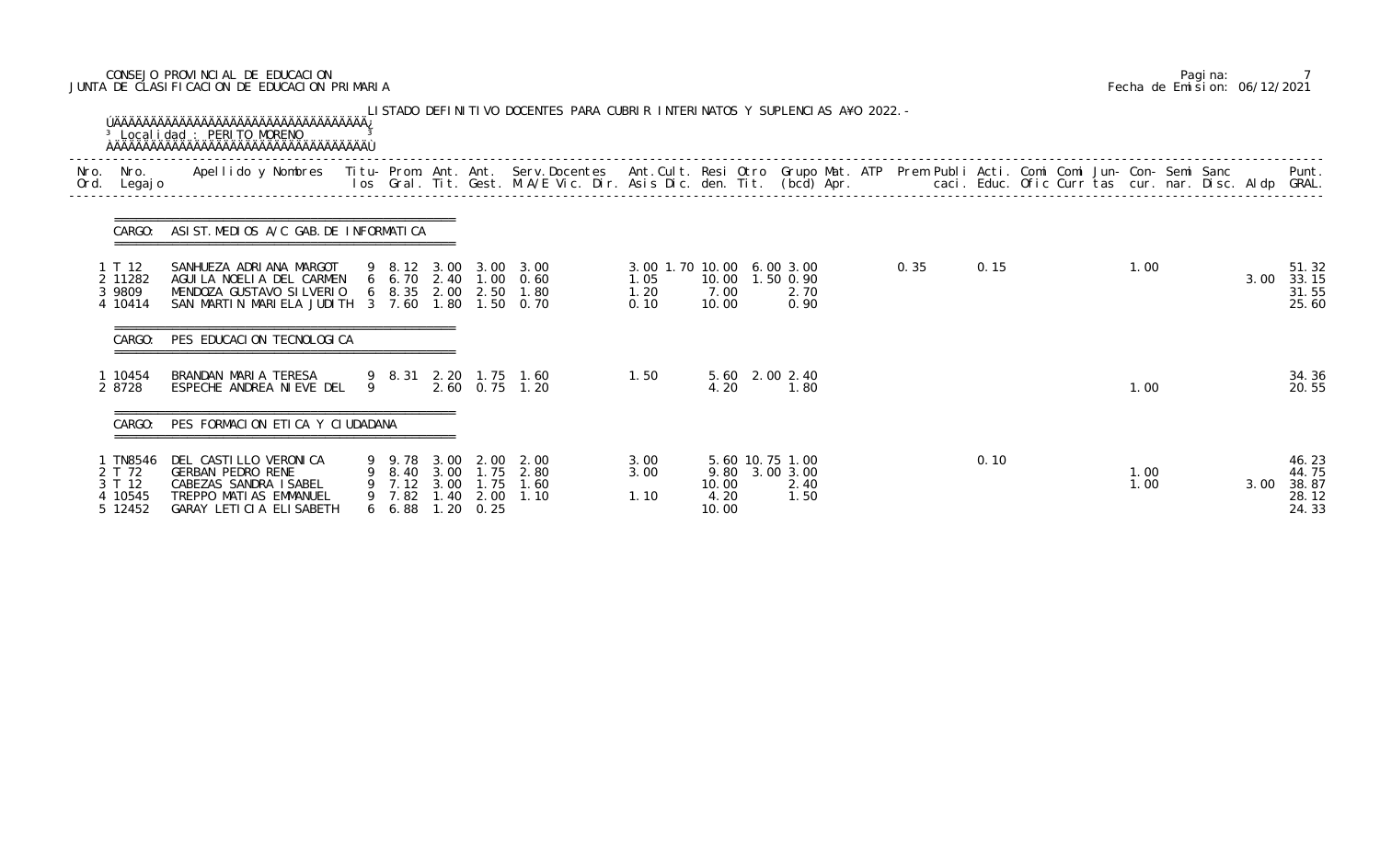CONSEJO PROVINCIAL DE EDUCACION
JUNTA DE CLASIFICACION DE EDUCACION PRIMARIA

Pagina: 7
Fecha de Emision: 06/12/2021

LISTADO DEFINITIVO DOCENTES PARA CUBRIR INTERINATOS Y SUPLENCIAS A¥O 2022.-

Localidad : PERITO MORENO

| Nro. Ord. | Nro. Legajo | Apellido y Nombres | Titu-los | Prom. Gral. | Ant. Tit. | Ant. Gest. | Serv.Docentes M.A/E Vic. Dir. | Ant.Cult. Asis Dic. | Resi den. | Otro Tit. | Grupo Mat. (bcd) | ATP Apr. | Prem | Publi caci. | Acti. Educ. | Comi Ofic | Comi Curr | Jun- tas | Con- cur. | Semi nar. | Sanc Disc. | Aldp | Punt. GRAL. |
|---|---|---|---|---|---|---|---|---|---|---|---|---|---|---|---|---|---|---|---|---|---|---|---|
| **CARGO: ASIST.MEDIOS A/C GAB.DE INFORMATICA** | | | | | | | | | | | | | | | | | | | | | | | |
| 1 | T 12 | SANHUEZA ADRIANA MARGOT | 9 | 8.12 | 3.00 | 3.00 | 3.00 | 3.00 1.70 | 10.00 | 6.00 | 3.00 | | | 0.35 | 0.15 | | | | 1.00 | | | | 51.32 |
| 2 | 11282 | AGUILA NOELIA DEL CARMEN | 6 | 6.70 | 2.40 | 1.00 | 0.60 | 1.05 | 10.00 | 1.50 | 0.90 | | | | | | | | | | | 3.00 | 33.15 |
| 3 | 9809 | MENDOZA GUSTAVO SILVERIO | 6 | 8.35 | 2.00 | 2.50 | 1.80 | 1.20 | 7.00 | | 2.70 | | | | | | | | | | | | 31.55 |
| 4 | 10414 | SAN MARTIN MARIELA JUDITH | 3 | 7.60 | 1.80 | 1.50 | 0.70 | 0.10 | 10.00 | | 0.90 | | | | | | | | | | | | 25.60 |
| **CARGO: PES EDUCACION TECNOLOGICA** | | | | | | | | | | | | | | | | | | | | | | | |
| 1 | 10454 | BRANDAN MARIA TERESA | 9 | 8.31 | 2.20 | 1.75 | 1.60 | 1.50 | 5.60 | 2.00 | 2.40 | | | | | | | | | | | | 34.36 |
| 2 | 8728 | ESPECHE ANDREA NIEVE DEL | 9 | | 2.60 | 0.75 | 1.20 | | 4.20 | | 1.80 | | | | | | | | 1.00 | | | | 20.55 |
| **CARGO: PES FORMACION ETICA Y CIUDADANA** | | | | | | | | | | | | | | | | | | | | | | | |
| 1 | TN8546 | DEL CASTILLO VERONICA | 9 | 9.78 | 3.00 | 2.00 | 2.00 | 3.00 | 5.60 | 10.75 | 1.00 | | | | 0.10 | | | | | | | | 46.23 |
| 2 | T 72 | GERBAN PEDRO RENE | 9 | 8.40 | 3.00 | 1.75 | 2.80 | 3.00 | 9.80 | 3.00 | 3.00 | | | | | | | | 1.00 | | | | 44.75 |
| 3 | T 12 | CABEZAS SANDRA ISABEL | 9 | 7.12 | 3.00 | 1.75 | 1.60 | | 10.00 | | 2.40 | | | | | | | | 1.00 | | | 3.00 | 38.87 |
| 4 | 10545 | TREPPO MATIAS EMMANUEL | 9 | 7.82 | 1.40 | 2.00 | 1.10 | 1.10 | 4.20 | | 1.50 | | | | | | | | | | | | 28.12 |
| 5 | 12452 | GARAY LETICIA ELISABETH | 6 | 6.88 | 1.20 | 0.25 | | | 10.00 | | | | | | | | | | | | | | 24.33 |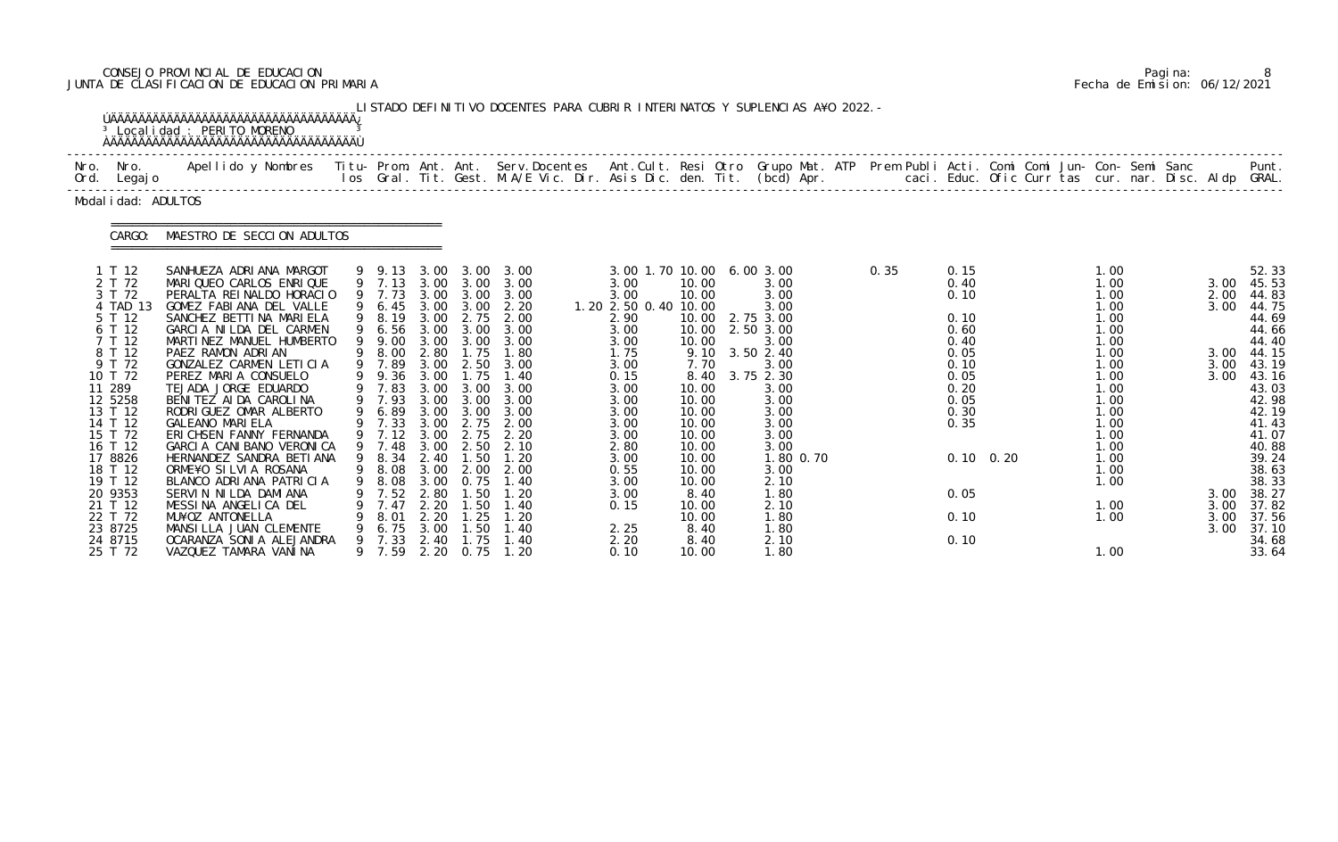CONSEJO PROVINCIAL DE EDUCACION
JUNTA DE CLASIFICACION DE EDUCACION PRIMARIA

Fecha de Emision: 06/12/2021

LISTADO DEFINITIVO DOCENTES PARA CUBRIR INTERINATOS Y SUPLENCIAS A¥O 2022.-

Localidad : PERITO MORENO

Modalidad: ADULTOS

CARGO: MAESTRO DE SECCION ADULTOS

| Nro. Ord. | Nro. Legajo | Apellido y Nombres | Titu-los | Prom. Gral. | Ant. Tit. | Ant. Gest. | Serv.Docentes M.A/E Vic. Dir. | Ant.Cult. Asis Dic. | Resi den. | Otro Tit. | Grupo Mat. (bcd) | ATP Apr. | Prem caci. | Publi Educ. | Acti. Ofic | Comi Curr | Comi tas | Jun- cur. | Con- nar. | Semi Disc. | Sanc | Aldp | Punt. GRAL. |
|---|---|---|---|---|---|---|---|---|---|---|---|---|---|---|---|---|---|---|---|---|---|---|---|
| 1 | T 12 | SANHUEZA ADRIANA MARGOT | 9 | 9.13 | 3.00 | 3.00 | 3.00 | 3.00 1.70 | 10.00 | 6.00 | 3.00 | | 0.35 | | 0.15 | | | 1.00 | | | | | 52.33 |
| 2 | T 72 | MARIQUEO CARLOS ENRIQUE | 9 | 7.13 | 3.00 | 3.00 | 3.00 | 3.00 | 10.00 | | 3.00 | | | | 0.40 | | | 1.00 | | | | 3.00 | 45.53 |
| 3 | T 72 | PERALTA REINALDO HORACIO | 9 | 7.73 | 3.00 | 3.00 | 3.00 | 3.00 | 10.00 | | 3.00 | | | | 0.10 | | | 1.00 | | | | 2.00 | 44.83 |
| 4 | TAD 13 | GOMEZ FABIANA DEL VALLE | 9 | 6.45 | 3.00 | 3.00 | 2.20 | 1.20 2.50 0.40 | 10.00 | | 3.00 | | | | | | | 1.00 | | | | 3.00 | 44.75 |
| 5 | T 12 | SANCHEZ BETTINA MARIELA | 9 | 8.19 | 3.00 | 2.75 | 2.00 | 2.90 | 10.00 | 2.75 | 3.00 | | | | 0.10 | | | 1.00 | | | | | 44.69 |
| 6 | T 12 | GARCIA NILDA DEL CARMEN | 9 | 6.56 | 3.00 | 3.00 | 3.00 | 3.00 | 10.00 | 2.50 | 3.00 | | | | 0.60 | | | 1.00 | | | | | 44.66 |
| 7 | T 12 | MARTINEZ MANUEL HUMBERTO | 9 | 9.00 | 3.00 | 3.00 | 3.00 | 3.00 | 10.00 | | 3.00 | | | | 0.40 | | | 1.00 | | | | | 44.40 |
| 8 | T 12 | PAEZ RAMON ADRIAN | 9 | 8.00 | 2.80 | 1.75 | 1.80 | 1.75 | 9.10 | 3.50 | 2.40 | | | | 0.05 | | | 1.00 | | | | 3.00 | 44.15 |
| 9 | T 72 | GONZALEZ CARMEN LETICIA | 9 | 7.89 | 3.00 | 2.50 | 3.00 | 3.00 | 7.70 | | 3.00 | | | | 0.10 | | | 1.00 | | | | 3.00 | 43.19 |
| 10 | T 72 | PEREZ MARIA CONSUELO | 9 | 9.36 | 3.00 | 1.75 | 1.40 | 0.15 | 8.40 | 3.75 | 2.30 | | | | 0.05 | | | 1.00 | | | | 3.00 | 43.16 |
| 11 | 289 | TEJADA JORGE EDUARDO | 9 | 7.83 | 3.00 | 3.00 | 3.00 | 3.00 | 10.00 | | 3.00 | | | | 0.20 | | | 1.00 | | | | | 43.03 |
| 12 | 5258 | BENITEZ AIDA CAROLINA | 9 | 7.93 | 3.00 | 3.00 | 3.00 | 3.00 | 10.00 | | 3.00 | | | | 0.05 | | | 1.00 | | | | | 42.98 |
| 13 | T 12 | RODRIGUEZ OMAR ALBERTO | 9 | 6.89 | 3.00 | 3.00 | 3.00 | 3.00 | 10.00 | | 3.00 | | | | 0.30 | | | 1.00 | | | | | 42.19 |
| 14 | T 12 | GALEANO MARIELA | 9 | 7.33 | 3.00 | 2.75 | 2.00 | 3.00 | 10.00 | | 3.00 | | | | 0.35 | | | 1.00 | | | | | 41.43 |
| 15 | T 72 | ERICHSEN FANNY FERNANDA | 9 | 7.12 | 3.00 | 2.75 | 2.20 | 3.00 | 10.00 | | 3.00 | | | | | | | 1.00 | | | | | 41.07 |
| 16 | T 12 | GARCIA CANIBANO VERONICA | 9 | 7.48 | 3.00 | 2.50 | 2.10 | 2.80 | 10.00 | | 3.00 | | | | | | | 1.00 | | | | | 40.88 |
| 17 | 8826 | HERNANDEZ SANDRA BETIANA | 9 | 8.34 | 2.40 | 1.50 | 1.20 | 3.00 | 10.00 | | 1.80 | 0.70 | | | 0.10 | 0.20 | | 1.00 | | | | | 39.24 |
| 18 | T 12 | ORME¥O SILVIA ROSANA | 9 | 8.08 | 3.00 | 2.00 | 2.00 | 0.55 | 10.00 | | 3.00 | | | | | | | 1.00 | | | | | 38.63 |
| 19 | T 12 | BLANCO ADRIANA PATRICIA | 9 | 8.08 | 3.00 | 0.75 | 1.40 | 3.00 | 10.00 | | 2.10 | | | | | | | 1.00 | | | | | 38.33 |
| 20 | 9353 | SERVIN NILDA DAMIANA | 9 | 7.52 | 2.80 | 1.50 | 1.20 | 3.00 | 8.40 | | 1.80 | | | | 0.05 | | | | | | | 3.00 | 38.27 |
| 21 | T 12 | MESSINA ANGELICA DEL | 9 | 7.47 | 2.20 | 1.50 | 1.40 | 0.15 | 10.00 | | 2.10 | | | | | | | 1.00 | | | | 3.00 | 37.82 |
| 22 | T 72 | MU¥OZ ANTONELLA | 9 | 8.01 | 2.20 | 1.25 | 1.20 | | 10.00 | | 1.80 | | | | 0.10 | | | 1.00 | | | | 3.00 | 37.56 |
| 23 | 8725 | MANSILLA JUAN CLEMENTE | 9 | 6.75 | 3.00 | 1.50 | 1.40 | 2.25 | 8.40 | | 1.80 | | | | | | | | | | | 3.00 | 37.10 |
| 24 | 8715 | OCARANZA SONIA ALEJANDRA | 9 | 7.33 | 2.40 | 1.75 | 1.40 | 2.20 | 8.40 | | 2.10 | | | | 0.10 | | | | | | | | 34.68 |
| 25 | T 72 | VAZQUEZ TAMARA VANINA | 9 | 7.59 | 2.20 | 0.75 | 1.20 | 0.10 | 10.00 | | 1.80 | | | | | | | 1.00 | | | | | 33.64 |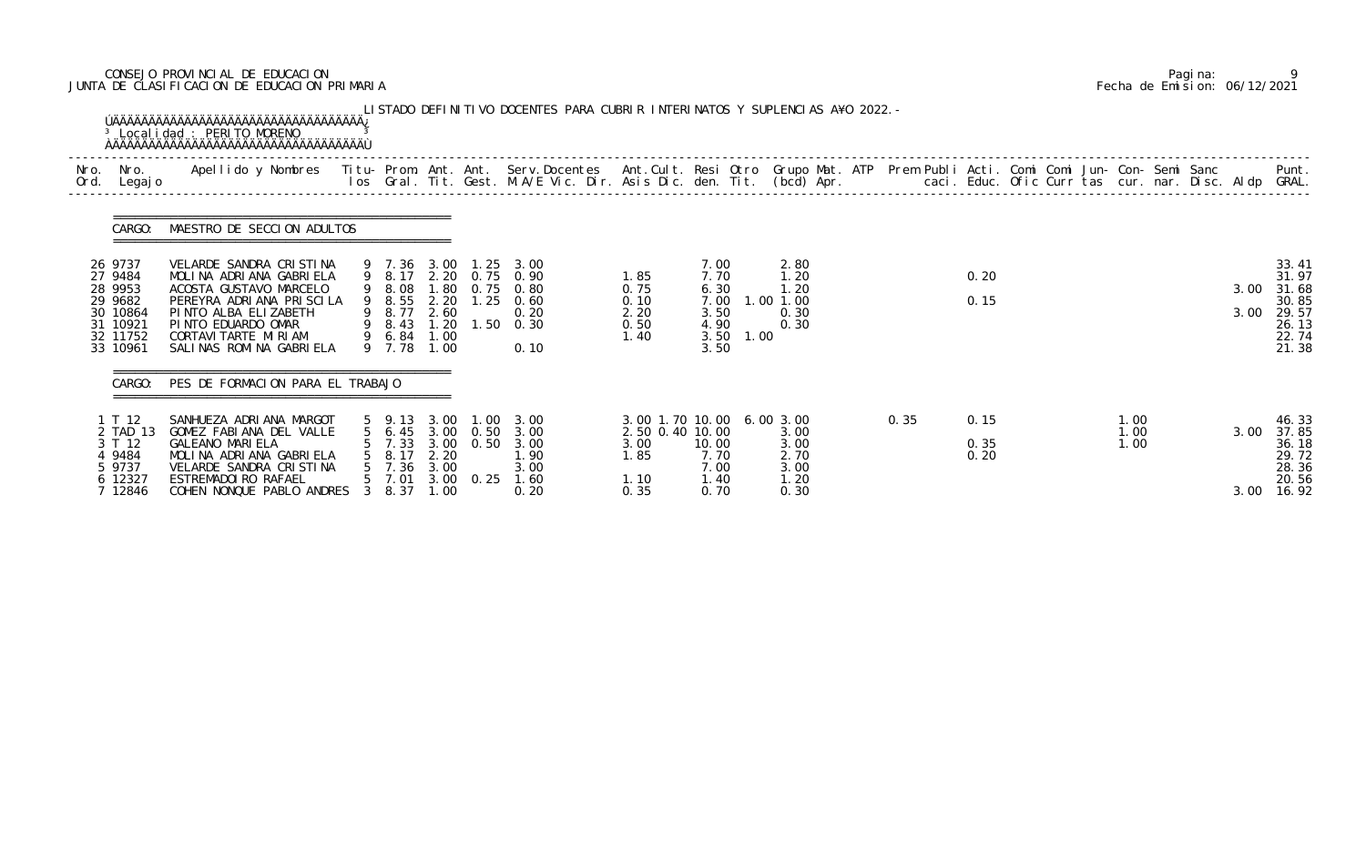CONSEJO PROVINCIAL DE EDUCACION
JUNTA DE CLASIFICACION DE EDUCACION PRIMARIA

LISTADO DEFINITIVO DOCENTES PARA CUBRIR INTERINATOS Y SUPLENCIAS A¥O 2022.-

Localidad : PERITO MORENO

CARGO: MAESTRO DE SECCION ADULTOS

| Nro. Ord. | Nro. Legajo | Apellido y Nombres | Titu-los | Prom. Gral. | Ant. Tit. | Ant. Gest. | Serv.Docentes M.A/E Vic. Dir. | Ant.Cult. Asis Dic. | Resi den. | Otro Tit. | Grupo Mat. (bcd) | ATP Apr. | Prem Publi caci. | Acti. Educ. | Comi Ofic | Comi Curr | Jun- tas | Con- cur. | Semi nar. | Sanc Disc. | Aldp | Punt. GRAL. |
|---|---|---|---|---|---|---|---|---|---|---|---|---|---|---|---|---|---|---|---|---|---|---|
| 26 | 9737 | VELARDE SANDRA CRISTINA | 9 | 7.36 | 3.00 | 1.25 | 3.00 | | 7.00 | | 2.80 | | | | | | | | | | | 33.41 |
| 27 | 9484 | MOLINA ADRIANA GABRIELA | 9 | 8.17 | 2.20 | 0.75 | 0.90 | 1.85 | 7.70 | | 1.20 | | | 0.20 | | | | | | | | 31.97 |
| 28 | 9953 | ACOSTA GUSTAVO MARCELO | 9 | 8.08 | 1.80 | 0.75 | 0.80 | 0.75 | 6.30 | | 1.20 | | | | | | | | | | 3.00 | 31.68 |
| 29 | 9682 | PEREYRA ADRIANA PRISCILA | 9 | 8.55 | 2.20 | 1.25 | 0.60 | 0.10 | 7.00 | 1.00 | 1.00 | | | 0.15 | | | | | | | | 30.85 |
| 30 | 10864 | PINTO ALBA ELIZABETH | 9 | 8.77 | 2.60 | | 0.20 | 2.20 | 3.50 | | 0.30 | | | | | | | | | | 3.00 | 29.57 |
| 31 | 10921 | PINTO EDUARDO OMAR | 9 | 8.43 | 1.20 | 1.50 | 0.30 | 0.50 | 4.90 | | 0.30 | | | | | | | | | | | 26.13 |
| 32 | 11752 | CORTAVITARTE MIRIAM | 9 | 6.84 | 1.00 | | | 1.40 | 3.50 | 1.00 | | | | | | | | | | | | 22.74 |
| 33 | 10961 | SALINAS ROMINA GABRIELA | 9 | 7.78 | 1.00 | | 0.10 | | 3.50 | | | | | | | | | | | | | 21.38 |

CARGO: PES DE FORMACION PARA EL TRABAJO

| Nro. Ord. | Nro. Legajo | Apellido y Nombres | Titu-los | Prom. Gral. | Ant. Tit. | Ant. Gest. | Serv.Docentes M.A/E Vic. Dir. | Ant.Cult. Asis Dic. | Resi den. | Otro Tit. | Grupo Mat. (bcd) | ATP Apr. | Prem Publi caci. | Acti. Educ. | Comi Ofic | Comi Curr | Jun- tas | Con- cur. | Semi nar. | Sanc Disc. | Aldp | Punt. GRAL. |
|---|---|---|---|---|---|---|---|---|---|---|---|---|---|---|---|---|---|---|---|---|---|---|
| 1 | T 12 | SANHUEZA ADRIANA MARGOT | 5 | 9.13 | 3.00 | 1.00 | 3.00 | 3.00 1.70 | 10.00 | 6.00 | 3.00 | | 0.35 | 0.15 | | | 1.00 | | | | | 46.33 |
| 2 | TAD 13 | GOMEZ FABIANA DEL VALLE | 5 | 6.45 | 3.00 | 0.50 | 3.00 | 2.50 0.40 | 10.00 | | 3.00 | | | | | | 1.00 | | | | 3.00 | 37.85 |
| 3 | T 12 | GALEANO MARIELA | 5 | 7.33 | 3.00 | 0.50 | 3.00 | 3.00 | 10.00 | | 3.00 | | | 0.35 | | | 1.00 | | | | | 36.18 |
| 4 | 9484 | MOLINA ADRIANA GABRIELA | 5 | 8.17 | 2.20 | | 1.90 | 1.85 | 7.70 | | 2.70 | | | 0.20 | | | | | | | | 29.72 |
| 5 | 9737 | VELARDE SANDRA CRISTINA | 5 | 7.36 | 3.00 | | 3.00 | | 7.00 | | 3.00 | | | | | | | | | | | 28.36 |
| 6 | 12327 | ESTREMADOIRO RAFAEL | 5 | 7.01 | 3.00 | 0.25 | 1.60 | 1.10 | 1.40 | | 1.20 | | | | | | | | | | | 20.56 |
| 7 | 12846 | COHEN NONQUE PABLO ANDRES | 3 | 8.37 | 1.00 | | 0.20 | 0.35 | 0.70 | | 0.30 | | | | | | | | | | 3.00 | 16.92 |